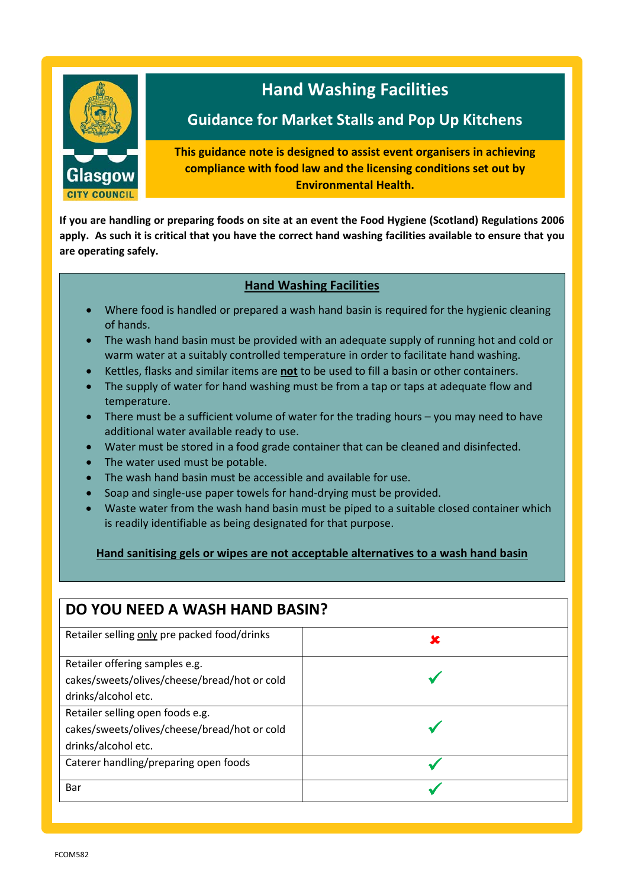# Hand Washing Facilities

## Guidance for Market Stalls and Pop Up Kitchens

**This guidance note is designed to assist event organisers in achieving compliance with food law and the licensing conditions set out by Environmental Health.**

**If you are handling or preparing foods on site at an event the Food Hygiene (Scotland) Regulations 2006 apply. As such it is critical that you have the correct hand washing facilities available to ensure that you are operating safely.**

### Hand Washing Facilities

- Where food is handled or prepared a wash hand basin is required for the hygienic cleaning of hands.
- The wash hand basin must be provided with an adequate supply of running hot and cold or warm water at a suitably controlled temperature in order to facilitate hand washing.
- Kettles, flasks and similar items are **not** to be used to fill a basin or other containers.
- The supply of water for hand washing must be from a tap or taps at adequate flow and temperature.
- There must be a sufficient volume of water for the trading hours – you may need to have additional water available ready to use.
- Water must be stored in a food grade container that can be cleaned and disinfected.
- The water used must be potable.
- The wash hand basin must be accessible and available for use.
- Soap and single-use paper towels for hand-drying must be provided.
- Waste water from the wash hand basin must be piped to a suitable closed container which is readily identifiable as being designated for that purpose.

**Hand sanitising gels or wipes are not acceptable alternatives to a wash hand basin**

| DO YOU NEED A WASH HAND BASIN? | |
|---|---|
| Retailer selling only pre packed food/drinks | ✘ |
| Retailer offering samples e.g. cakes/sweets/olives/cheese/bread/hot or cold drinks/alcohol etc. | ✔ |
| Retailer selling open foods e.g. cakes/sweets/olives/cheese/bread/hot or cold drinks/alcohol etc. | ✔ |
| Caterer handling/preparing open foods | ✔ |
| Bar | ✔ |

FCOM582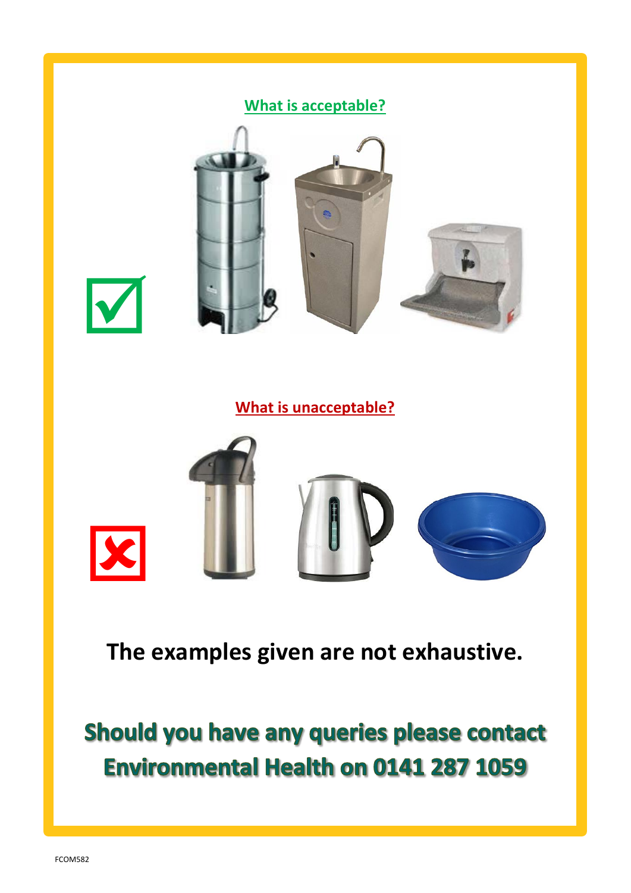## What is acceptable?

## What is unacceptable?

**The examples given are not exhaustive.**

**Should you have any queries please contact Environmental Health on 0141 287 1059**

FCOM582